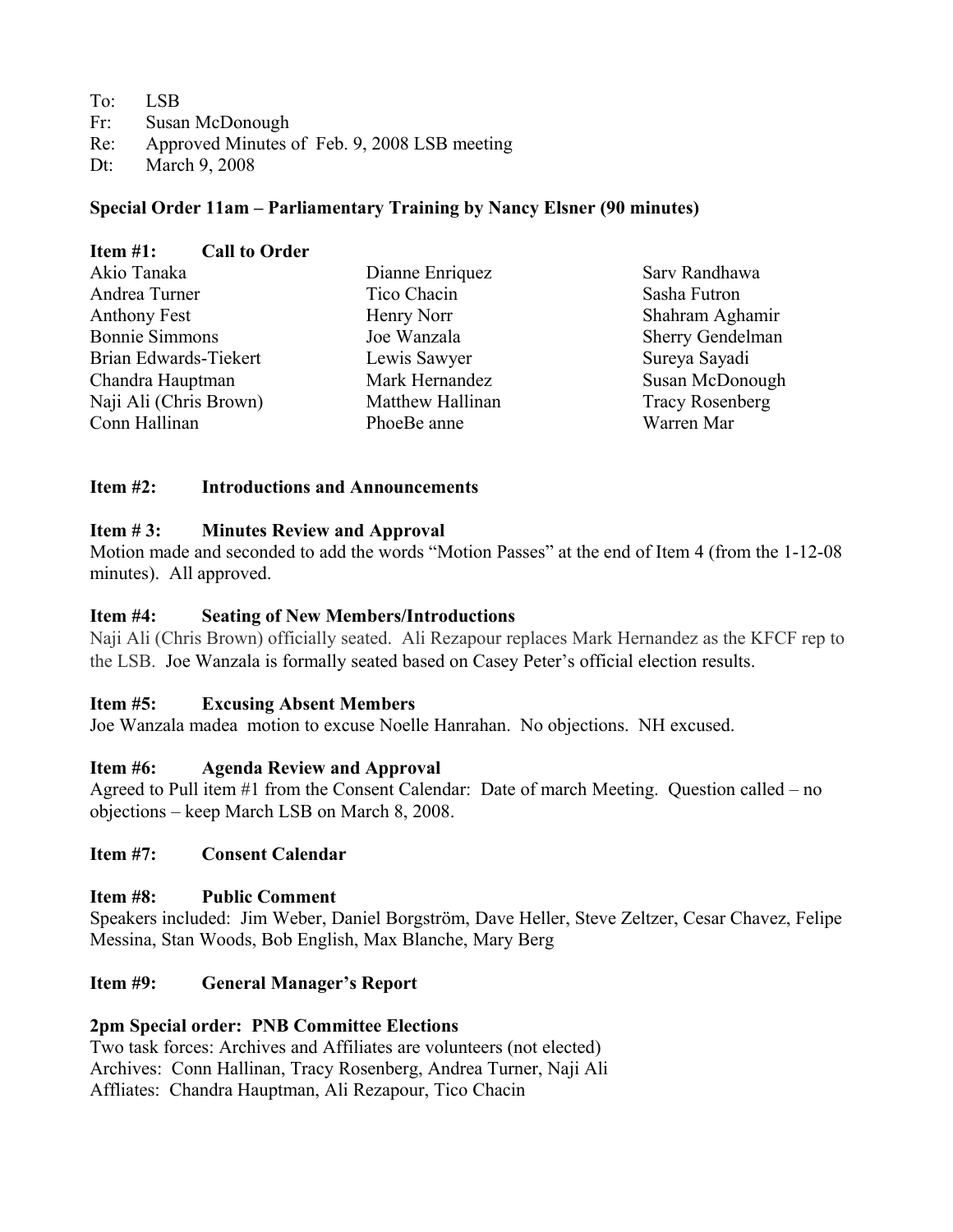To: LSB
Fr: Susan McDonough
Re: Approved Minutes of Feb. 9, 2008 LSB meeting
Dt: March 9, 2008

**Special Order 11am – Parliamentary Training by Nancy Elsner (90 minutes)**

**Item #1: Call to Order**

| | | |
|---|---|---|
| Akio Tanaka | Dianne Enriquez | Sarv Randhawa |
| Andrea Turner | Tico Chacin | Sasha Futron |
| Anthony Fest | Henry Norr | Shahram Aghamir |
| Bonnie Simmons | Joe Wanzala | Sherry Gendelman |
| Brian Edwards-Tiekert | Lewis Sawyer | Sureya Sayadi |
| Chandra Hauptman | Mark Hernandez | Susan McDonough |
| Naji Ali (Chris Brown) | Matthew Hallinan | Tracy Rosenberg |
| Conn Hallinan | PhoeBe anne | Warren Mar |

**Item #2: Introductions and Announcements**

**Item # 3: Minutes Review and Approval**

Motion made and seconded to add the words "Motion Passes" at the end of Item 4 (from the 1-12-08 minutes). All approved.

**Item #4: Seating of New Members/Introductions**

Naji Ali (Chris Brown) officially seated. Ali Rezapour replaces Mark Hernandez as the KFCF rep to the LSB. Joe Wanzala is formally seated based on Casey Peter's official election results.

**Item #5: Excusing Absent Members**

Joe Wanzala madea motion to excuse Noelle Hanrahan. No objections. NH excused.

**Item #6: Agenda Review and Approval**

Agreed to Pull item #1 from the Consent Calendar: Date of march Meeting. Question called – no objections – keep March LSB on March 8, 2008.

**Item #7: Consent Calendar**

**Item #8: Public Comment**

Speakers included: Jim Weber, Daniel Borgström, Dave Heller, Steve Zeltzer, Cesar Chavez, Felipe Messina, Stan Woods, Bob English, Max Blanche, Mary Berg

**Item #9: General Manager's Report**

**2pm Special order: PNB Committee Elections**

Two task forces: Archives and Affiliates are volunteers (not elected)
Archives: Conn Hallinan, Tracy Rosenberg, Andrea Turner, Naji Ali
Affliates: Chandra Hauptman, Ali Rezapour, Tico Chacin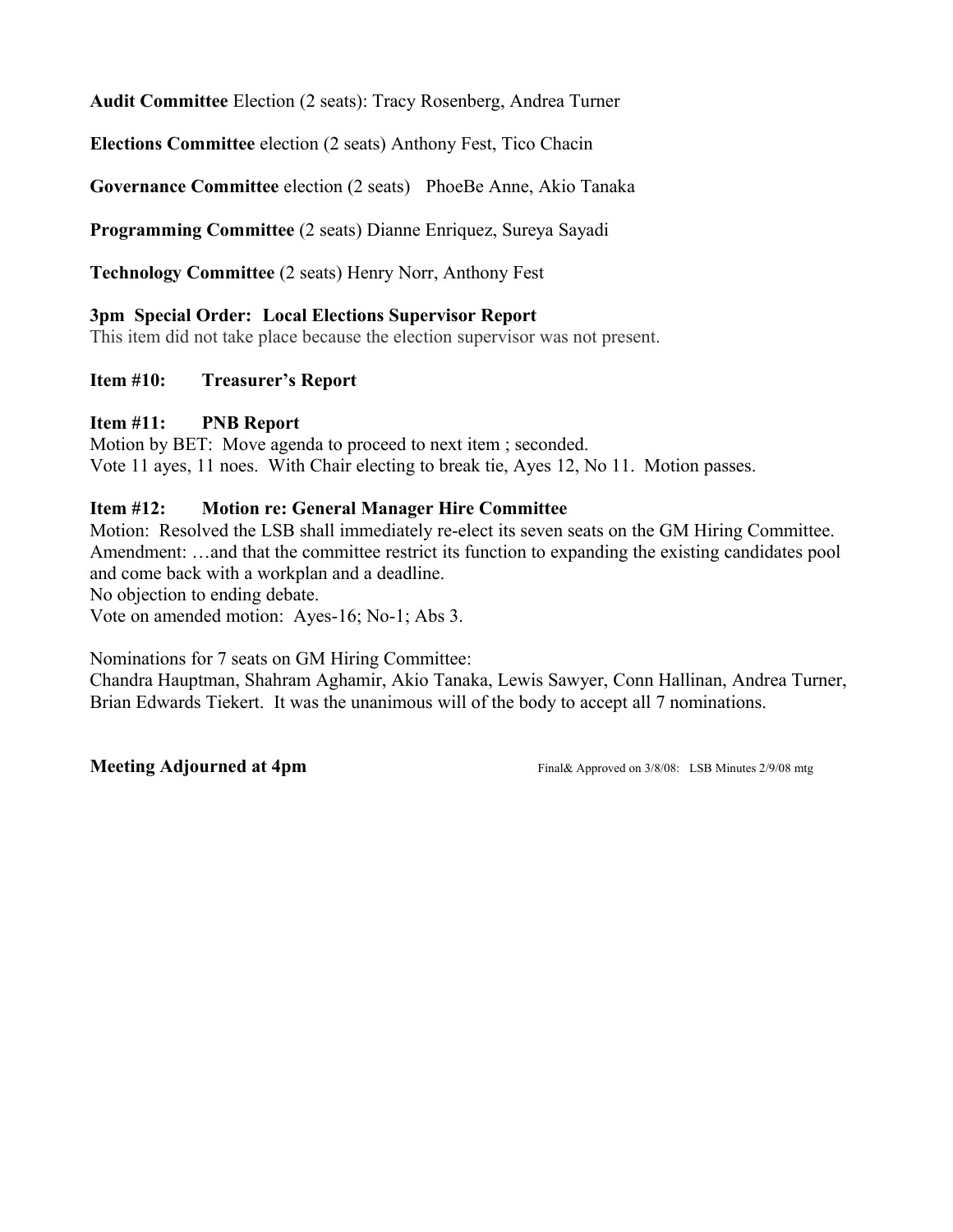**Audit Committee** Election (2 seats): Tracy Rosenberg, Andrea Turner

**Elections Committee** election (2 seats) Anthony Fest, Tico Chacin

**Governance Committee** election (2 seats) PhoeBe Anne, Akio Tanaka

**Programming Committee** (2 seats) Dianne Enriquez, Sureya Sayadi

**Technology Committee** (2 seats) Henry Norr, Anthony Fest

**3pm Special Order: Local Elections Supervisor Report**

This item did not take place because the election supervisor was not present.

**Item #10: Treasurer's Report**

**Item #11: PNB Report**

Motion by BET: Move agenda to proceed to next item ; seconded.
Vote 11 ayes, 11 noes. With Chair electing to break tie, Ayes 12, No 11. Motion passes.

**Item #12: Motion re: General Manager Hire Committee**

Motion: Resolved the LSB shall immediately re-elect its seven seats on the GM Hiring Committee.
Amendment: …and that the committee restrict its function to expanding the existing candidates pool and come back with a workplan and a deadline.
No objection to ending debate.
Vote on amended motion: Ayes-16; No-1; Abs 3.

Nominations for 7 seats on GM Hiring Committee:
Chandra Hauptman, Shahram Aghamir, Akio Tanaka, Lewis Sawyer, Conn Hallinan, Andrea Turner, Brian Edwards Tiekert. It was the unanimous will of the body to accept all 7 nominations.

**Meeting Adjourned at 4pm**

Final& Approved on 3/8/08: LSB Minutes 2/9/08 mtg